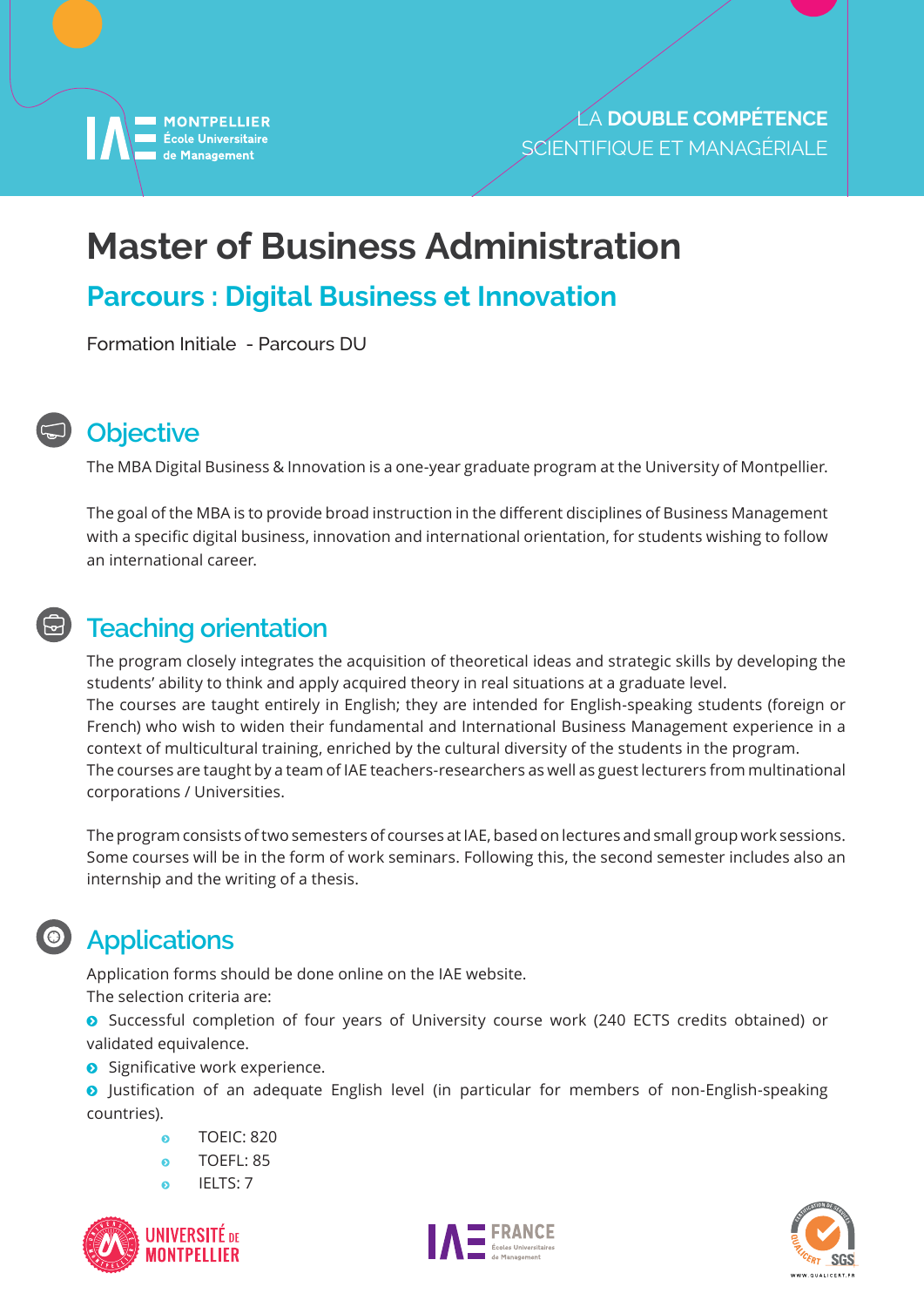IAE MONTPELLIER
École Universitaire
de Management

LA **DOUBLE COMPÉTENCE**
SCIENTIFIQUE ET MANAGÉRIALE

# Master of Business Administration

## Parcours : Digital Business et Innovation

Formation Initiale - Parcours DU

## Objective

The MBA Digital Business & Innovation is a one-year graduate program at the University of Montpellier.

The goal of the MBA is to provide broad instruction in the different disciplines of Business Management with a specific digital business, innovation and international orientation, for students wishing to follow an international career.

## Teaching orientation

The program closely integrates the acquisition of theoretical ideas and strategic skills by developing the students' ability to think and apply acquired theory in real situations at a graduate level.
The courses are taught entirely in English; they are intended for English-speaking students (foreign or French) who wish to widen their fundamental and International Business Management experience in a context of multicultural training, enriched by the cultural diversity of the students in the program.
The courses are taught by a team of IAE teachers-researchers as well as guest lecturers from multinational corporations / Universities.

The program consists of two semesters of courses at IAE, based on lectures and small group work sessions. Some courses will be in the form of work seminars. Following this, the second semester includes also an internship and the writing of a thesis.

## Applications

Application forms should be done online on the IAE website.
The selection criteria are:

- Successful completion of four years of University course work (240 ECTS credits obtained) or validated equivalence.
- Significative work experience.
- Justification of an adequate English level (in particular for members of non-English-speaking countries).
  - TOEIC: 820
  - TOEFL: 85
  - IELTS: 7

UNIVERSITÉ DE MONTPELLIER — IAE FRANCE Écoles Universitaires de Management — QUALICERT SGS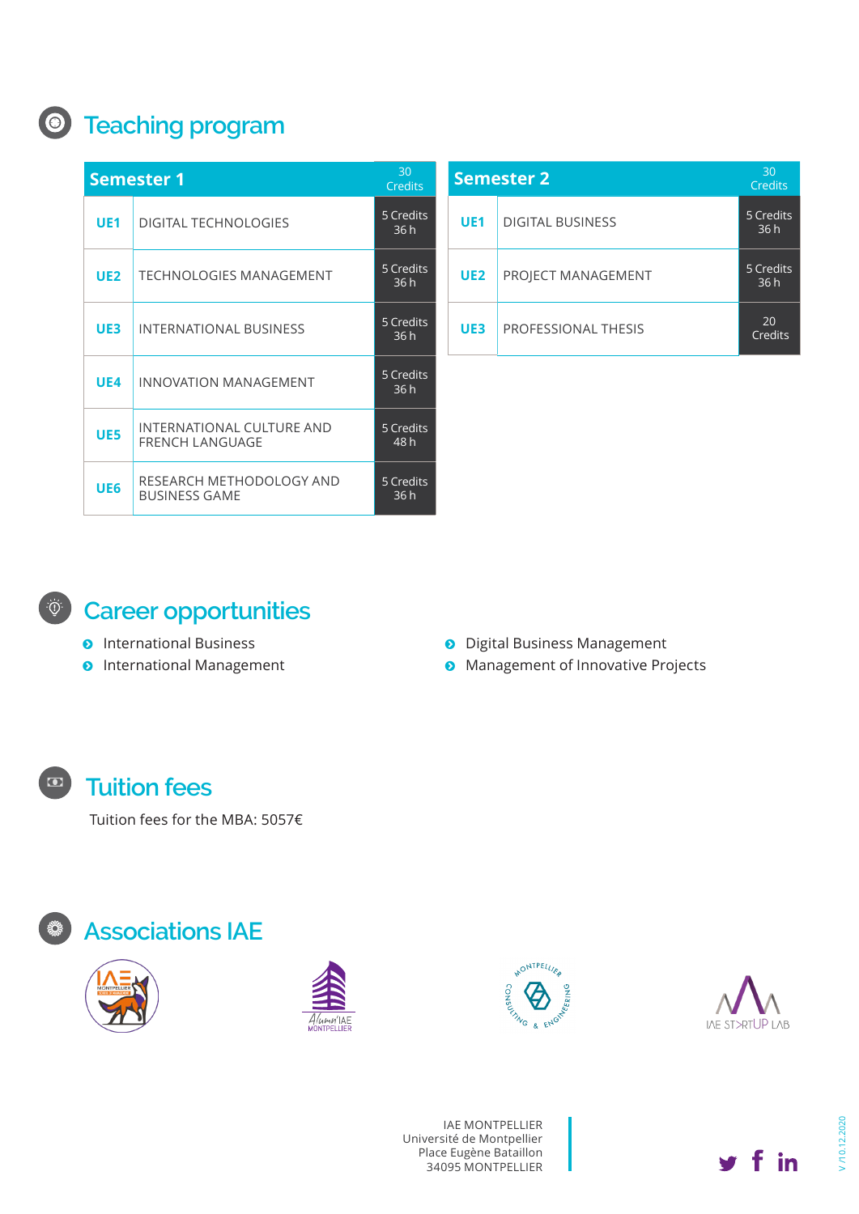## Teaching program

| Semester 1 | | 30 Credits |
|---|---|---|
| UE1 | DIGITAL TECHNOLOGIES | 5 Credits 36 h |
| UE2 | TECHNOLOGIES MANAGEMENT | 5 Credits 36 h |
| UE3 | INTERNATIONAL BUSINESS | 5 Credits 36 h |
| UE4 | INNOVATION MANAGEMENT | 5 Credits 36 h |
| UE5 | INTERNATIONAL CULTURE AND FRENCH LANGUAGE | 5 Credits 48 h |
| UE6 | RESEARCH METHODOLOGY AND BUSINESS GAME | 5 Credits 36 h |

| Semester 2 | | 30 Credits |
|---|---|---|
| UE1 | DIGITAL BUSINESS | 5 Credits 36 h |
| UE2 | PROJECT MANAGEMENT | 5 Credits 36 h |
| UE3 | PROFESSIONAL THESIS | 20 Credits |

## Career opportunities

- International Business
- International Management
- Digital Business Management
- Management of Innovative Projects

## Tuition fees

Tuition fees for the MBA: 5057€

## Associations IAE

IAE Montpellier

Alumn'IAE Montpellier

Montpellier Consulting & Engineering

IAE STARTUP LAB

IAE MONTPELLIER
Université de Montpellier
Place Eugène Bataillon
34095 MONTPELLIER

V /10.12.2020